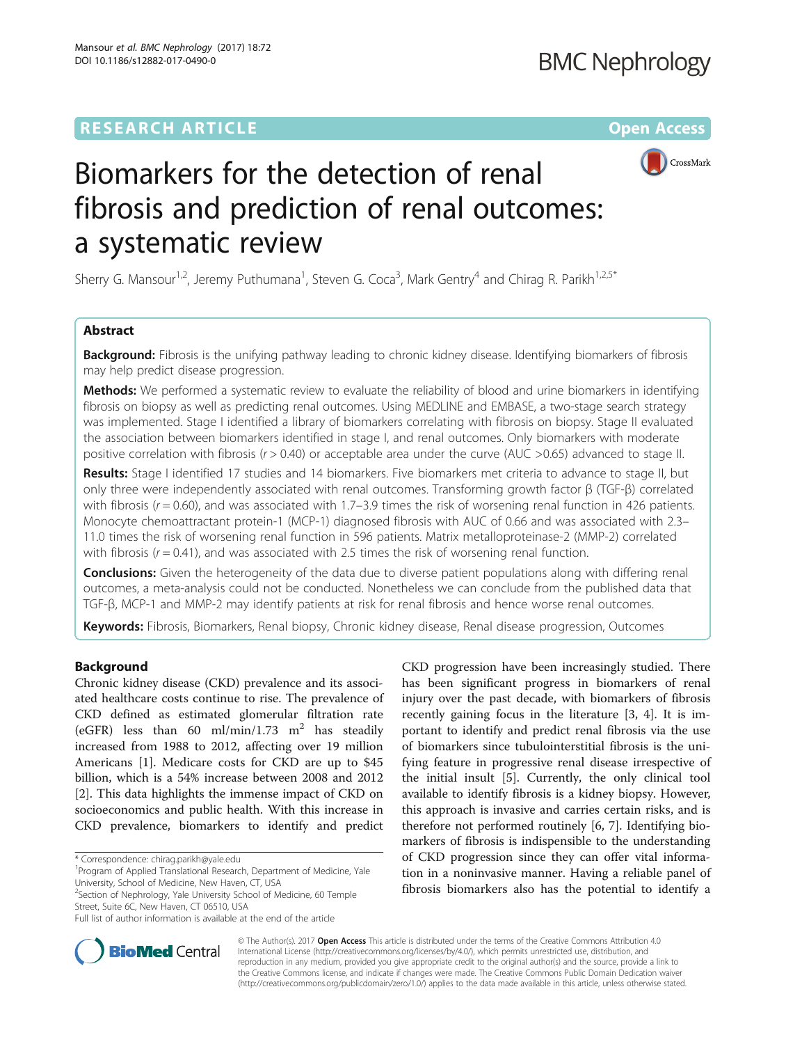RESEARCH ARTICLE

Open Access

# Biomarkers for the detection of renal fibrosis and prediction of renal outcomes: a systematic review

Sherry G. Mansour[1,2], Jeremy Puthumana[1], Steven G. Coca[3], Mark Gentry[4] and Chirag R. Parikh[1,2,5*]

## Abstract

**Background:** Fibrosis is the unifying pathway leading to chronic kidney disease. Identifying biomarkers of fibrosis may help predict disease progression.

**Methods:** We performed a systematic review to evaluate the reliability of blood and urine biomarkers in identifying fibrosis on biopsy as well as predicting renal outcomes. Using MEDLINE and EMBASE, a two-stage search strategy was implemented. Stage I identified a library of biomarkers correlating with fibrosis on biopsy. Stage II evaluated the association between biomarkers identified in stage I, and renal outcomes. Only biomarkers with moderate positive correlation with fibrosis ($r > 0.40$) or acceptable area under the curve (AUC >0.65) advanced to stage II.

**Results:** Stage I identified 17 studies and 14 biomarkers. Five biomarkers met criteria to advance to stage II, but only three were independently associated with renal outcomes. Transforming growth factor β (TGF-β) correlated with fibrosis ($r = 0.60$), and was associated with 1.7–3.9 times the risk of worsening renal function in 426 patients. Monocyte chemoattractant protein-1 (MCP-1) diagnosed fibrosis with AUC of 0.66 and was associated with 2.3–11.0 times the risk of worsening renal function in 596 patients. Matrix metalloproteinase-2 (MMP-2) correlated with fibrosis ($r = 0.41$), and was associated with 2.5 times the risk of worsening renal function.

**Conclusions:** Given the heterogeneity of the data due to diverse patient populations along with differing renal outcomes, a meta-analysis could not be conducted. Nonetheless we can conclude from the published data that TGF-β, MCP-1 and MMP-2 may identify patients at risk for renal fibrosis and hence worse renal outcomes.

**Keywords:** Fibrosis, Biomarkers, Renal biopsy, Chronic kidney disease, Renal disease progression, Outcomes

## Background

Chronic kidney disease (CKD) prevalence and its associated healthcare costs continue to rise. The prevalence of CKD defined as estimated glomerular filtration rate (eGFR) less than 60 ml/min/1.73 $m^2$ has steadily increased from 1988 to 2012, affecting over 19 million Americans [1]. Medicare costs for CKD are up to $45 billion, which is a 54% increase between 2008 and 2012 [2]. This data highlights the immense impact of CKD on socioeconomics and public health. With this increase in CKD prevalence, biomarkers to identify and predict CKD progression have been increasingly studied. There has been significant progress in biomarkers of renal injury over the past decade, with biomarkers of fibrosis recently gaining focus in the literature [3, 4]. It is important to identify and predict renal fibrosis via the use of biomarkers since tubulointerstitial fibrosis is the unifying feature in progressive renal disease irrespective of the initial insult [5]. Currently, the only clinical tool available to identify fibrosis is a kidney biopsy. However, this approach is invasive and carries certain risks, and is therefore not performed routinely [6, 7]. Identifying biomarkers of fibrosis is indispensible to the understanding of CKD progression since they can offer vital information in a noninvasive manner. Having a reliable panel of fibrosis biomarkers also has the potential to identify a

\* Correspondence: chirag.parikh@yale.edu
[1]Program of Applied Translational Research, Department of Medicine, Yale University, School of Medicine, New Haven, CT, USA
[2]Section of Nephrology, Yale University School of Medicine, 60 Temple Street, Suite 6C, New Haven, CT 06510, USA
Full list of author information is available at the end of the article

© The Author(s). 2017 **Open Access** This article is distributed under the terms of the Creative Commons Attribution 4.0 International License (http://creativecommons.org/licenses/by/4.0/), which permits unrestricted use, distribution, and reproduction in any medium, provided you give appropriate credit to the original author(s) and the source, provide a link to the Creative Commons license, and indicate if changes were made. The Creative Commons Public Domain Dedication waiver (http://creativecommons.org/publicdomain/zero/1.0/) applies to the data made available in this article, unless otherwise stated.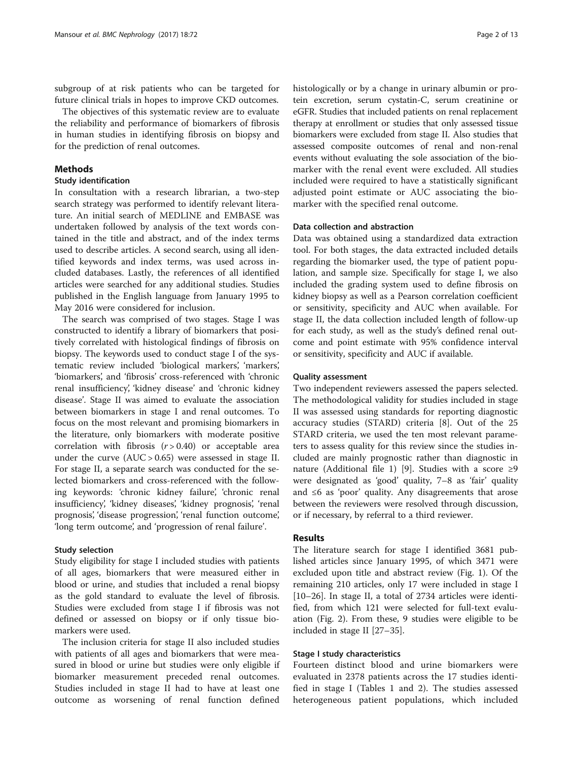subgroup of at risk patients who can be targeted for future clinical trials in hopes to improve CKD outcomes.

The objectives of this systematic review are to evaluate the reliability and performance of biomarkers of fibrosis in human studies in identifying fibrosis on biopsy and for the prediction of renal outcomes.

## Methods

### Study identification

In consultation with a research librarian, a two-step search strategy was performed to identify relevant literature. An initial search of MEDLINE and EMBASE was undertaken followed by analysis of the text words contained in the title and abstract, and of the index terms used to describe articles. A second search, using all identified keywords and index terms, was used across included databases. Lastly, the references of all identified articles were searched for any additional studies. Studies published in the English language from January 1995 to May 2016 were considered for inclusion.

The search was comprised of two stages. Stage I was constructed to identify a library of biomarkers that positively correlated with histological findings of fibrosis on biopsy. The keywords used to conduct stage I of the systematic review included 'biological markers', 'markers', 'biomarkers', and 'fibrosis' cross-referenced with 'chronic renal insufficiency', 'kidney disease' and 'chronic kidney disease'. Stage II was aimed to evaluate the association between biomarkers in stage I and renal outcomes. To focus on the most relevant and promising biomarkers in the literature, only biomarkers with moderate positive correlation with fibrosis ($r > 0.40$) or acceptable area under the curve ($AUC > 0.65$) were assessed in stage II. For stage II, a separate search was conducted for the selected biomarkers and cross-referenced with the following keywords: 'chronic kidney failure', 'chronic renal insufficiency', 'kidney diseases', 'kidney prognosis', 'renal prognosis', 'disease progression', 'renal function outcome', 'long term outcome', and 'progression of renal failure'.

### Study selection

Study eligibility for stage I included studies with patients of all ages, biomarkers that were measured either in blood or urine, and studies that included a renal biopsy as the gold standard to evaluate the level of fibrosis. Studies were excluded from stage I if fibrosis was not defined or assessed on biopsy or if only tissue biomarkers were used.

The inclusion criteria for stage II also included studies with patients of all ages and biomarkers that were measured in blood or urine but studies were only eligible if biomarker measurement preceded renal outcomes. Studies included in stage II had to have at least one outcome as worsening of renal function defined histologically or by a change in urinary albumin or protein excretion, serum cystatin-C, serum creatinine or eGFR. Studies that included patients on renal replacement therapy at enrollment or studies that only assessed tissue biomarkers were excluded from stage II. Also studies that assessed composite outcomes of renal and non-renal events without evaluating the sole association of the biomarker with the renal event were excluded. All studies included were required to have a statistically significant adjusted point estimate or AUC associating the biomarker with the specified renal outcome.

### Data collection and abstraction

Data was obtained using a standardized data extraction tool. For both stages, the data extracted included details regarding the biomarker used, the type of patient population, and sample size. Specifically for stage I, we also included the grading system used to define fibrosis on kidney biopsy as well as a Pearson correlation coefficient or sensitivity, specificity and AUC when available. For stage II, the data collection included length of follow-up for each study, as well as the study's defined renal outcome and point estimate with 95% confidence interval or sensitivity, specificity and AUC if available.

### Quality assessment

Two independent reviewers assessed the papers selected. The methodological validity for studies included in stage II was assessed using standards for reporting diagnostic accuracy studies (STARD) criteria [8]. Out of the 25 STARD criteria, we used the ten most relevant parameters to assess quality for this review since the studies included are mainly prognostic rather than diagnostic in nature (Additional file 1) [9]. Studies with a score ≥9 were designated as 'good' quality, 7–8 as 'fair' quality and ≤6 as 'poor' quality. Any disagreements that arose between the reviewers were resolved through discussion, or if necessary, by referral to a third reviewer.

## Results

The literature search for stage I identified 3681 published articles since January 1995, of which 3471 were excluded upon title and abstract review (Fig. 1). Of the remaining 210 articles, only 17 were included in stage I [10–26]. In stage II, a total of 2734 articles were identified, from which 121 were selected for full-text evaluation (Fig. 2). From these, 9 studies were eligible to be included in stage II [27–35].

### Stage I study characteristics

Fourteen distinct blood and urine biomarkers were evaluated in 2378 patients across the 17 studies identified in stage I (Tables 1 and 2). The studies assessed heterogeneous patient populations, which included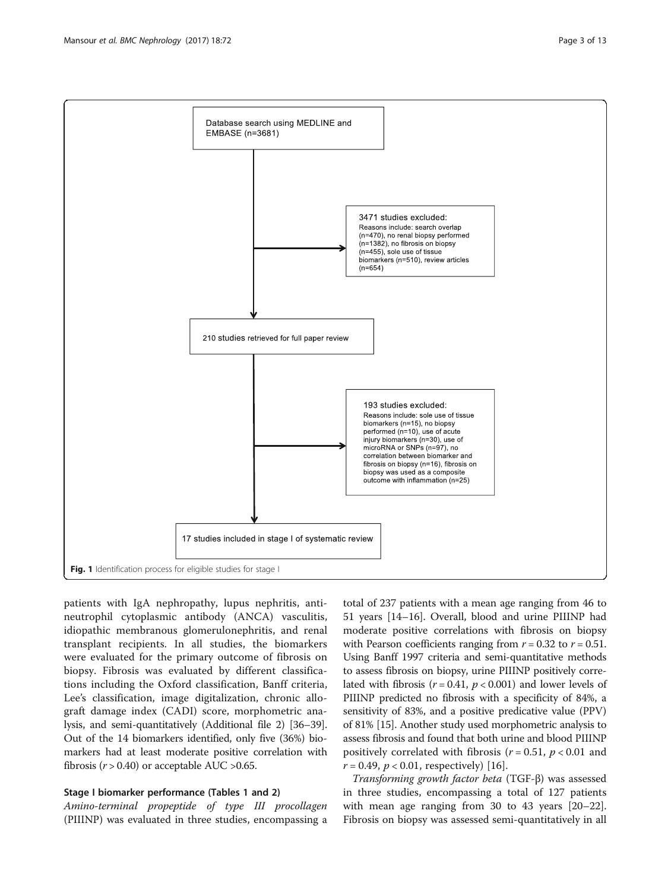Database search using MEDLINE and EMBASE (n=3681)

3471 studies excluded:
Reasons include: search overlap (n=470), no renal biopsy performed (n=1382), no fibrosis on biopsy (n=455), sole use of tissue biomarkers (n=510), review articles (n=654)

210 studies retrieved for full paper review

193 studies excluded:
Reasons include: sole use of tissue biomarkers (n=15), no biopsy performed (n=10), use of acute injury biomarkers (n=30), use of microRNA or SNPs (n=97), no correlation between biomarker and fibrosis on biopsy (n=16), fibrosis on biopsy was used as a composite outcome with inflammation (n=25)

17 studies included in stage I of systematic review

**Fig. 1** Identification process for eligible studies for stage I

patients with IgA nephropathy, lupus nephritis, anti-neutrophil cytoplasmic antibody (ANCA) vasculitis, idiopathic membranous glomerulonephritis, and renal transplant recipients. In all studies, the biomarkers were evaluated for the primary outcome of fibrosis on biopsy. Fibrosis was evaluated by different classifications including the Oxford classification, Banff criteria, Lee's classification, image digitalization, chronic allograft damage index (CADI) score, morphometric analysis, and semi-quantitatively (Additional file 2) [36–39]. Out of the 14 biomarkers identified, only five (36%) biomarkers had at least moderate positive correlation with fibrosis ($r > 0.40$) or acceptable AUC >0.65.

### Stage I biomarker performance (Tables 1 and 2)

*Amino-terminal propeptide of type III procollagen* (PIIINP) was evaluated in three studies, encompassing a total of 237 patients with a mean age ranging from 46 to 51 years [14–16]. Overall, blood and urine PIIINP had moderate positive correlations with fibrosis on biopsy with Pearson coefficients ranging from $r = 0.32$ to $r = 0.51$. Using Banff 1997 criteria and semi-quantitative methods to assess fibrosis on biopsy, urine PIIINP positively correlated with fibrosis ($r = 0.41$, $p < 0.001$) and lower levels of PIIINP predicted no fibrosis with a specificity of 84%, a sensitivity of 83%, and a positive predicative value (PPV) of 81% [15]. Another study used morphometric analysis to assess fibrosis and found that both urine and blood PIIINP positively correlated with fibrosis ($r = 0.51$, $p < 0.01$ and $r = 0.49$, $p < 0.01$, respectively) [16].

*Transforming growth factor beta* (TGF-β) was assessed in three studies, encompassing a total of 127 patients with mean age ranging from 30 to 43 years [20–22]. Fibrosis on biopsy was assessed semi-quantitatively in all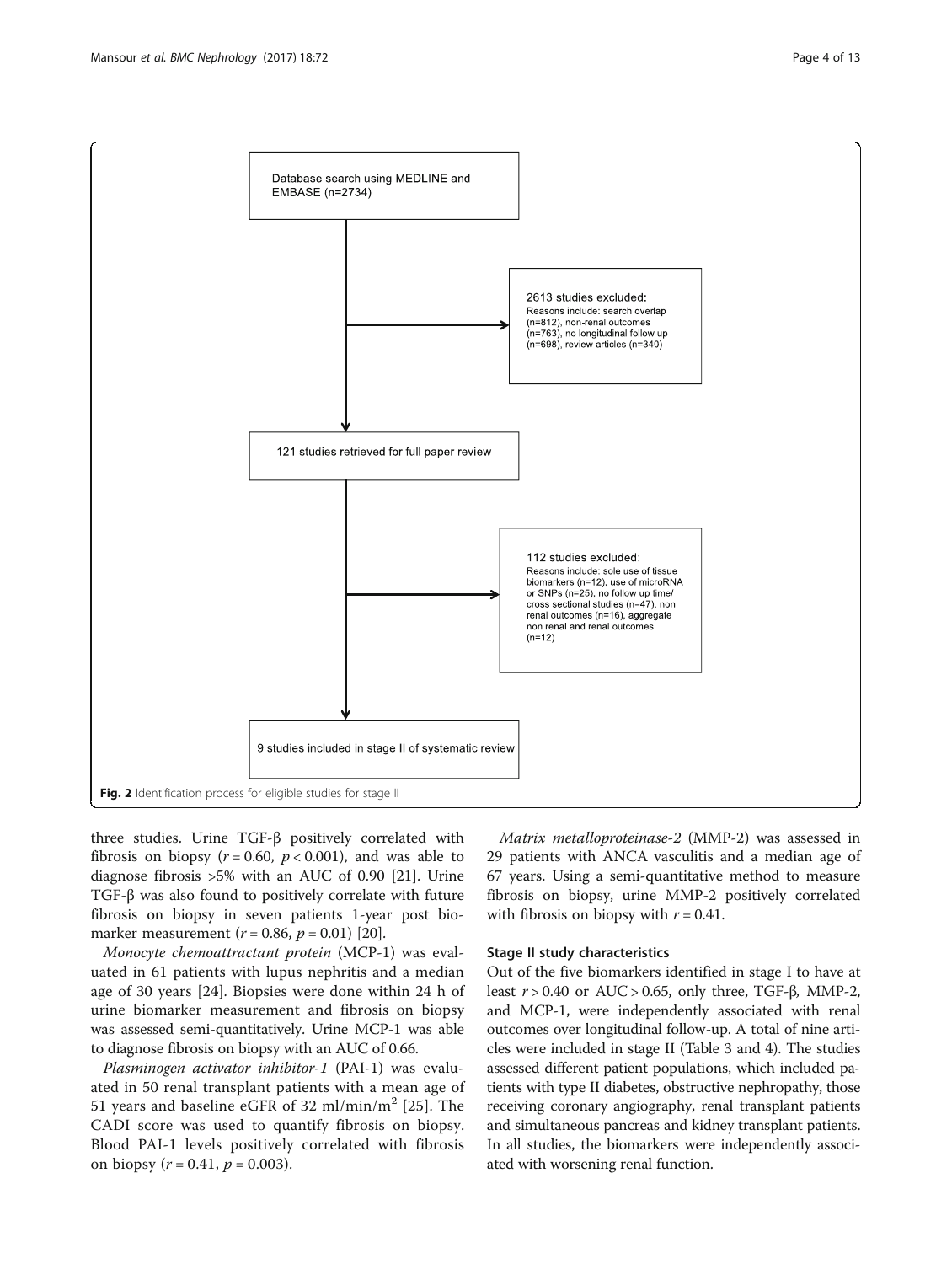Database search using MEDLINE and EMBASE (n=2734)

2613 studies excluded:
Reasons include: search overlap (n=812), non-renal outcomes (n=763), no longitudinal follow up (n=698), review articles (n=340)

121 studies retrieved for full paper review

112 studies excluded:
Reasons include: sole use of tissue biomarkers (n=12), use of microRNA or SNPs (n=25), no follow up time/ cross sectional studies (n=47), non renal outcomes (n=16), aggregate non renal and renal outcomes (n=12)

9 studies included in stage II of systematic review

**Fig. 2** Identification process for eligible studies for stage II

three studies. Urine TGF-β positively correlated with fibrosis on biopsy ($r = 0.60$, $p < 0.001$), and was able to diagnose fibrosis >5% with an AUC of 0.90 [21]. Urine TGF-β was also found to positively correlate with future fibrosis on biopsy in seven patients 1-year post biomarker measurement ($r = 0.86$, $p = 0.01$) [20].

*Monocyte chemoattractant protein* (MCP-1) was evaluated in 61 patients with lupus nephritis and a median age of 30 years [24]. Biopsies were done within 24 h of urine biomarker measurement and fibrosis on biopsy was assessed semi-quantitatively. Urine MCP-1 was able to diagnose fibrosis on biopsy with an AUC of 0.66.

*Plasminogen activator inhibitor-1* (PAI-1) was evaluated in 50 renal transplant patients with a mean age of 51 years and baseline eGFR of 32 ml/min/m$^2$ [25]. The CADI score was used to quantify fibrosis on biopsy. Blood PAI-1 levels positively correlated with fibrosis on biopsy ($r = 0.41$, $p = 0.003$).

*Matrix metalloproteinase-2* (MMP-2) was assessed in 29 patients with ANCA vasculitis and a median age of 67 years. Using a semi-quantitative method to measure fibrosis on biopsy, urine MMP-2 positively correlated with fibrosis on biopsy with $r = 0.41$.

### Stage II study characteristics

Out of the five biomarkers identified in stage I to have at least $r > 0.40$ or AUC > 0.65, only three, TGF-β, MMP-2, and MCP-1, were independently associated with renal outcomes over longitudinal follow-up. A total of nine articles were included in stage II (Table 3 and 4). The studies assessed different patient populations, which included patients with type II diabetes, obstructive nephropathy, those receiving coronary angiography, renal transplant patients and simultaneous pancreas and kidney transplant patients. In all studies, the biomarkers were independently associated with worsening renal function.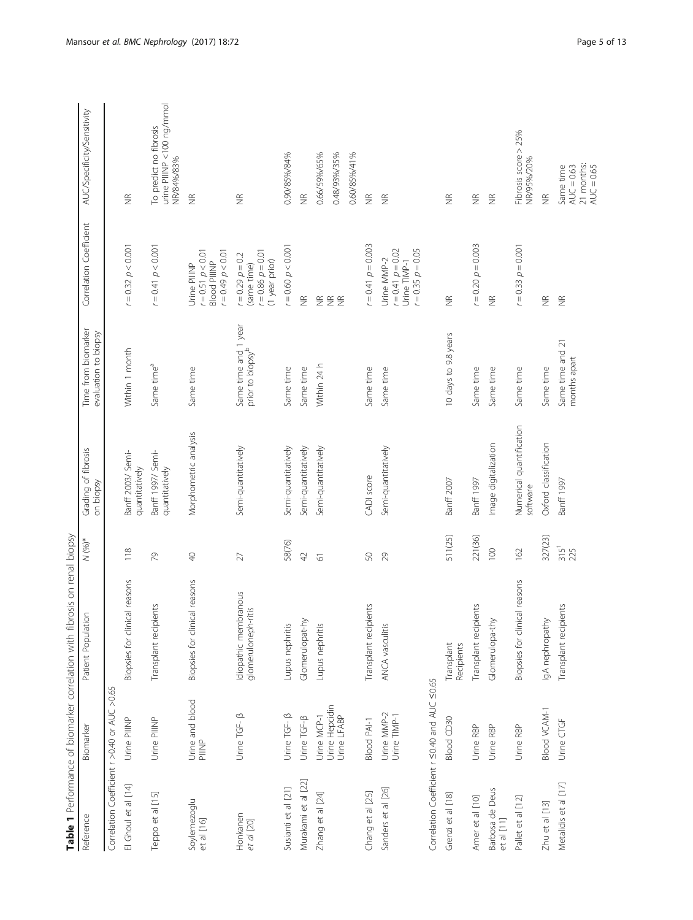**Table 1** Performance of biomarker correlation with fibrosis on renal biopsy

| Reference | Biomarker | Patient Population | N (%)* | Grading of fibrosis on biopsy | Time from biomarker evaluation to biopsy | Correlation Coefficient | AUC/Specificity/Sensitivity |
|---|---|---|---|---|---|---|---|
| Correlation Coefficient r >0.40 or AUC >0.65 | | | | | | | |
| El Ghoul et al [14] | Urine PIIINP | Biopsies for clinical reasons | 118 | Banff 2003/ Semi-quantitatively | Within 1 month | $r = 0.32$ $p < 0.001$ | NR |
| Teppo et al [15] | Urine PIIINP | Transplant recipients | 79 | Banff 1997/ Semi-quantitatively | Same time[a] | $r = 0.41$ $p < 0.001$ | To predict no fibrosis urine PIIINP <100 ng/mmol NR/84%/83% |
| Soylemezoglu et al [16] | Urine and blood PIIINP | Biopsies for clinical reasons | 40 | Morphometric analysis | Same time | Urine PIIINP $r = 0.51$ $p < 0.01$ Blood PIIINP $r = 0.49$ $p < 0.01$ | NR |
| Honkanen et al [20] | Urine TGF- β | Idiopathic membranous glomeruloneph-ritis | 27 | Semi-quantitatively | Same time and 1 year prior to biopsy[b] | $r = 0.29$ $p = 0.2$ (same time) $r = 0.86$ $p = 0.01$ (1 year prior) | NR |
| Susianti et al [21] | Urine TGF- β | Lupus nephritis | 58(76) | Semi-quantitatively | Same time | $r = 0.60$ $p < 0.001$ | 0.90/85%/84% |
| Murakami et al [22] | Urine TGF-β | Glomerulopat-hy | 42 | Semi-quantitatively | Same time | NR | NR |
| Zhang et al [24] | Urine MCP-1 Urine Hepcidin Urine LFABP | Lupus nephritis | 61 | Semi-quantitatively | Within 24 h | NR NR NR | 0.66/59%/65% 0.48/93%/35% 0.60/85%/41% |
| Chang et al [25] | Blood PAI-1 | Transplant recipients | 50 | CADI score | Same time | $r = 0.41$ $p = 0.003$ | NR |
| Sanders et al [26] | Urine MMP-2 Urine TIMP-1 | ANCA vasculitis | 29 | Semi-quantitatively | Same time | Urine MMP-2 $r = 0.41$ $p = 0.02$ Urine TIMP-1 $r = 0.35$ $p = 0.05$ | NR |
| Correlation Coefficient r ≤0.40 and AUC ≤0.65 | | | | | | | |
| Grenzi et al [18] | Blood CD30 | Transplant Recipients | 511(25) | Banff 2007 | 10 days to 9.8 years | NR | NR |
| Amer et al [10] | Urine RBP | Transplant recipients | 221(36) | Banff 1997 | Same time | $r = 0.20$ $p = 0.003$ | NR |
| Barbosa de Deus et al [11] | Urine RBP | Glomerulopa-thy | 100 | Image digitalization | Same time | NR | NR |
| Pallet et al [12] | Urine RBP | Biopsies for clinical reasons | 162 | Numerical quantification software | Same time | $r = 0.33$ $p = 0.001$ | Fibrosis score > 25% NR/95%/20% |
| Zhu et al [13] | Blood VCAM-1 | IgA nephropathy | 327(23) | Oxford classification | Same time | NR | NR |
| Metalidis et al [17] | Urine CTGF | Transplant recipients | 315[1] 225 | Banff 1997 | Same time and 21 months apart | NR | Same time AUC = 0.63 21 months: AUC = 0.65 |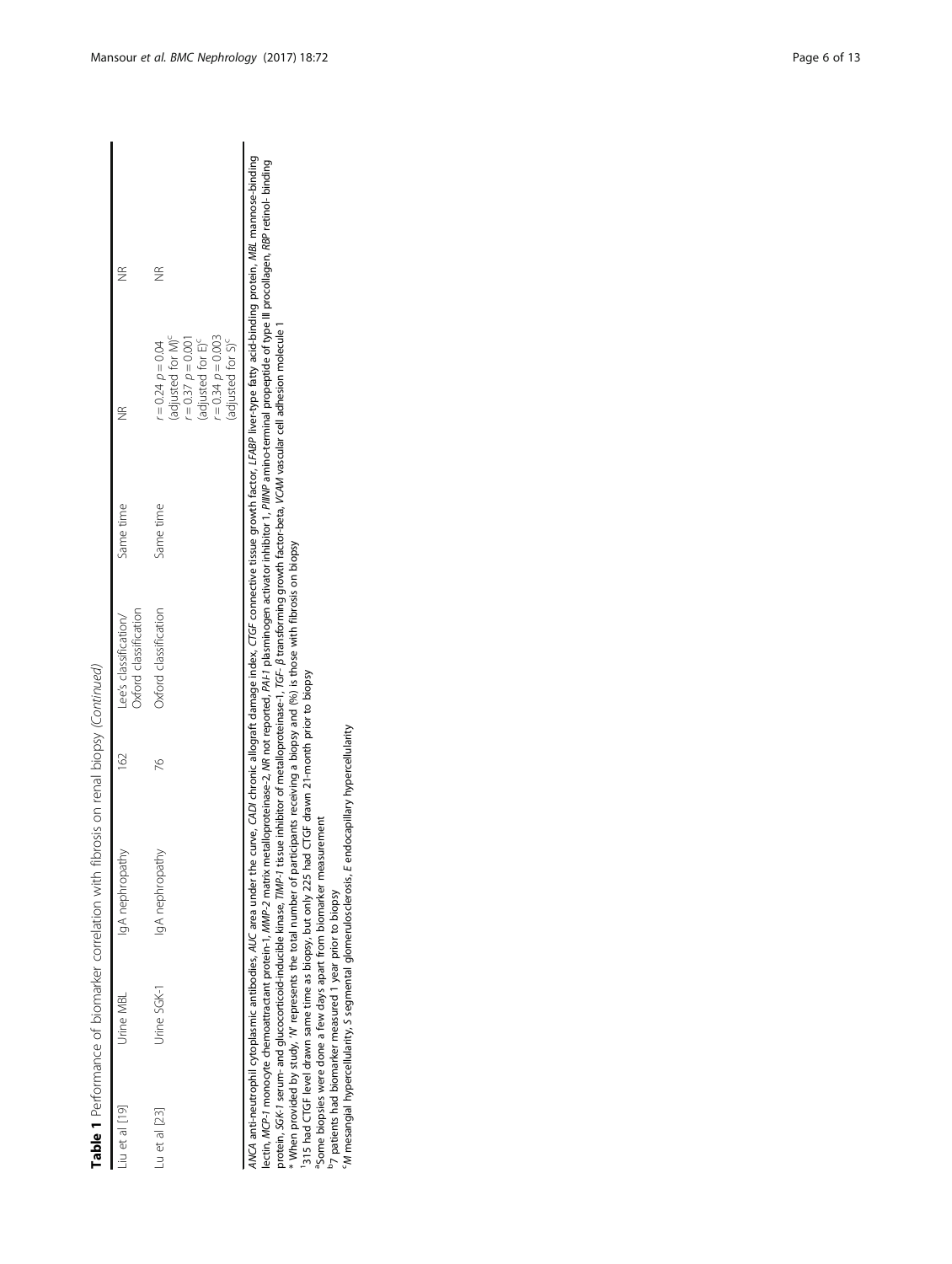**Table 1** Performance of biomarker correlation with fibrosis on renal biopsy *(Continued)*

| | | | | | | | |
|---|---|---|---|---|---|---|---|
| Liu et al [19] | Urine MBL | IgA nephropathy | 162 | Lee's classification/ Oxford classification | Same time | NR | NR |
| Lu et al [23] | Urine SGK-1 | IgA nephropathy | 76 | Oxford classification | Same time | $r = 0.24$ $p = 0.04$ (adjusted for M)[c] $r = 0.37$ $p = 0.001$ (adjusted for E)[c] $r = 0.34$ $p = 0.003$ (adjusted for S)[c] | NR |

*ANCA* anti-neutrophil cytoplasmic antibodies, *AUC* area under the curve, *CADI* chronic allograft damage index, *CTGF* connective tissue growth factor, *LFABP* liver-type fatty acid-binding protein, *MBL* mannose-binding lectin, *MCP-1* monocyte chemoattractant protein-1, *MMP-2* matrix metalloproteinase-2, *NR* not reported, *PAI-1* plasminogen activator inhibitor 1, *PIIINP* amino-terminal propeptide of type III procollagen, *RBP* retinol- binding protein, *SGK-1* serum- and glucocorticoid-inducible kinase, *TIMP-1* tissue inhibitor of metalloproteinase-1, *TGF- β* transforming growth factor-beta, *VCAM* vascular cell adhesion molecule 1

\* When provided by study, 'N' represents the total number of participants receiving a biopsy and (%) is those with fibrosis on biopsy

[1]315 had CTGF level drawn same time as biopsy, but only 225 had CTGF drawn 21-month prior to biopsy

[a]Some biopsies were done a few days apart from biomarker measurement

[b]7 patients had biomarker measured 1 year prior to biopsy

[c]*M* mesangial hypercellularity, *S* segmental glomerulosclerosis, *E* endocapillary hypercellularity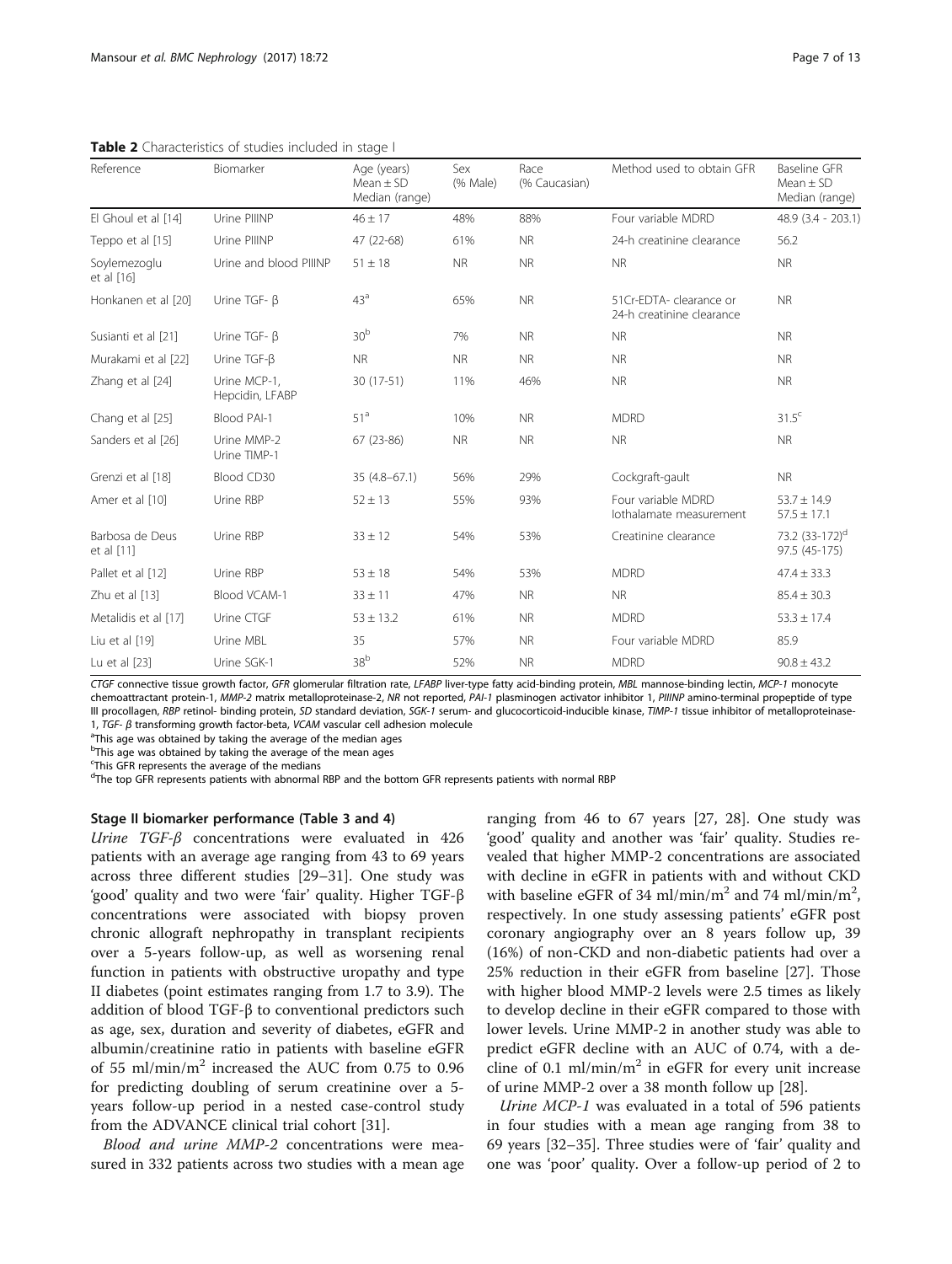**Table 2** Characteristics of studies included in stage I

| Reference | Biomarker | Age (years) Mean ± SD Median (range) | Sex (% Male) | Race (% Caucasian) | Method used to obtain GFR | Baseline GFR Mean ± SD Median (range) |
|---|---|---|---|---|---|---|
| El Ghoul et al [14] | Urine PIIINP | 46 ± 17 | 48% | 88% | Four variable MDRD | 48.9 (3.4 - 203.1) |
| Teppo et al [15] | Urine PIIINP | 47 (22-68) | 61% | NR | 24-h creatinine clearance | 56.2 |
| Soylemezoglu et al [16] | Urine and blood PIIINP | 51 ± 18 | NR | NR | NR | NR |
| Honkanen et al [20] | Urine TGF- β | 43[a] | 65% | NR | 51Cr-EDTA- clearance or 24-h creatinine clearance | NR |
| Susianti et al [21] | Urine TGF- β | 30[b] | 7% | NR | NR | NR |
| Murakami et al [22] | Urine TGF-β | NR | NR | NR | NR | NR |
| Zhang et al [24] | Urine MCP-1, Hepcidin, LFABP | 30 (17-51) | 11% | 46% | NR | NR |
| Chang et al [25] | Blood PAI-1 | 51[a] | 10% | NR | MDRD | 31.5[c] |
| Sanders et al [26] | Urine MMP-2 Urine TIMP-1 | 67 (23-86) | NR | NR | NR | NR |
| Grenzi et al [18] | Blood CD30 | 35 (4.8–67.1) | 56% | 29% | Cockgraft-gault | NR |
| Amer et al [10] | Urine RBP | 52 ± 13 | 55% | 93% | Four variable MDRD Iothalamate measurement | 53.7 ± 14.9 57.5 ± 17.1 |
| Barbosa de Deus et al [11] | Urine RBP | 33 ± 12 | 54% | 53% | Creatinine clearance | 73.2 (33-172)[d] 97.5 (45-175) |
| Pallet et al [12] | Urine RBP | 53 ± 18 | 54% | 53% | MDRD | 47.4 ± 33.3 |
| Zhu et al [13] | Blood VCAM-1 | 33 ± 11 | 47% | NR | NR | 85.4 ± 30.3 |
| Metalidis et al [17] | Urine CTGF | 53 ± 13.2 | 61% | NR | MDRD | 53.3 ± 17.4 |
| Liu et al [19] | Urine MBL | 35 | 57% | NR | Four variable MDRD | 85.9 |
| Lu et al [23] | Urine SGK-1 | 38[b] | 52% | NR | MDRD | 90.8 ± 43.2 |

*CTGF* connective tissue growth factor, *GFR* glomerular filtration rate, *LFABP* liver-type fatty acid-binding protein, *MBL* mannose-binding lectin, *MCP-1* monocyte chemoattractant protein-1, *MMP-2* matrix metalloproteinase-2, *NR* not reported, *PAI-1* plasminogen activator inhibitor 1, *PIIINP* amino-terminal propeptide of type III procollagen, *RBP* retinol- binding protein, *SD* standard deviation, *SGK-1* serum- and glucocorticoid-inducible kinase, *TIMP-1* tissue inhibitor of metalloproteinase-1, *TGF- β* transforming growth factor-beta, *VCAM* vascular cell adhesion molecule

[a]This age was obtained by taking the average of the median ages

[b]This age was obtained by taking the average of the mean ages

[c]This GFR represents the average of the medians

[d]The top GFR represents patients with abnormal RBP and the bottom GFR represents patients with normal RBP

#### Stage II biomarker performance (Table 3 and 4)

*Urine TGF-β* concentrations were evaluated in 426 patients with an average age ranging from 43 to 69 years across three different studies [29–31]. One study was 'good' quality and two were 'fair' quality. Higher TGF-β concentrations were associated with biopsy proven chronic allograft nephropathy in transplant recipients over a 5-years follow-up, as well as worsening renal function in patients with obstructive uropathy and type II diabetes (point estimates ranging from 1.7 to 3.9). The addition of blood TGF-β to conventional predictors such as age, sex, duration and severity of diabetes, eGFR and albumin/creatinine ratio in patients with baseline eGFR of 55 ml/min/m$^2$ increased the AUC from 0.75 to 0.96 for predicting doubling of serum creatinine over a 5-years follow-up period in a nested case-control study from the ADVANCE clinical trial cohort [31].

*Blood and urine MMP-2* concentrations were measured in 332 patients across two studies with a mean age ranging from 46 to 67 years [27, 28]. One study was 'good' quality and another was 'fair' quality. Studies revealed that higher MMP-2 concentrations are associated with decline in eGFR in patients with and without CKD with baseline eGFR of 34 ml/min/m$^2$ and 74 ml/min/m$^2$, respectively. In one study assessing patients' eGFR post coronary angiography over an 8 years follow up, 39 (16%) of non-CKD and non-diabetic patients had over a 25% reduction in their eGFR from baseline [27]. Those with higher blood MMP-2 levels were 2.5 times as likely to develop decline in their eGFR compared to those with lower levels. Urine MMP-2 in another study was able to predict eGFR decline with an AUC of 0.74, with a decline of 0.1 ml/min/m$^2$ in eGFR for every unit increase of urine MMP-2 over a 38 month follow up [28].

*Urine MCP-1* was evaluated in a total of 596 patients in four studies with a mean age ranging from 38 to 69 years [32–35]. Three studies were of 'fair' quality and one was 'poor' quality. Over a follow-up period of 2 to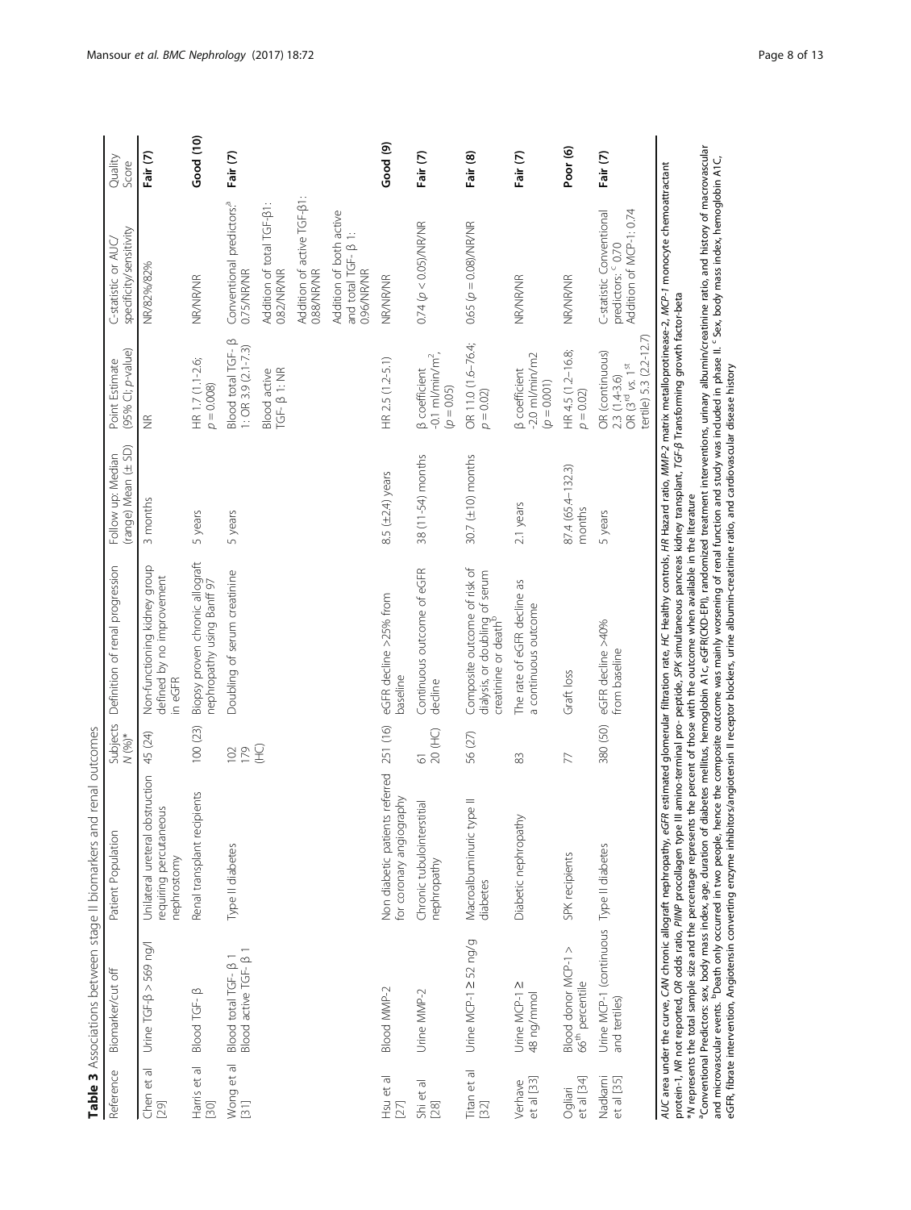**Table 3** Associations between stage II biomarkers and renal outcomes

| Reference | Biomarker/cut off | Patient Population | Subjects N (%)* | Definition of renal progression | Follow up: Median (range) Mean (± SD) | Point Estimate (95% CI; p-value) | C-statistic or AUC/ specificity/sensitivity | Quality Score |
|---|---|---|---|---|---|---|---|---|
| Chen et al [29] | Urine TGF-β > 569 ng/l | Unilateral ureteral obstruction requiring percutaneous nephrostomy | 45 (24) | Non-functioning kidney group defined by no improvement in eGFR | 3 months | NR | NR/82%/82% | **Fair (7)** |
| Harris et al [30] | Blood TGF- β | Renal transplant recipients | 100 (23) | Biopsy proven chronic allograft nephropathy using Banff 97 | 5 years | HR 1.7 (1.1-2.6; $p = 0.008$) | NR/NR/NR | **Good (10)** |
| Wong et al [31] | Blood total TGF- β 1<br>Blood active TGF- β 1 | Type II diabetes | 102<br>179 (HC) | Doubling of serum creatinine | 5 years | Blood total TGF- β 1: OR 3.9 (2.1-7.3)<br>Blood active TGF- β 1: NR | Conventional predictors:[a] 0.75/NR/NR<br>Addition of total TGF-β1: 0.82/NR/NR<br>Addition of active TGF-β1: 0.88/NR/NR<br>Addition of both active and total TGF- β 1: 0.96/NR/NR | **Fair (7)** |
| Hsu et al [27] | Blood MMP-2 | Non diabetic patients referred for coronary angiography | 251 (16) | eGFR decline >25% from baseline | 8.5 (±2.4) years | HR 2.5 (1.2-5.1) | NR/NR/NR | **Good (9)** |
| Shi et al [28] | Urine MMP-2 | Chronic tubulointerstitial nephropathy | 61<br>20 (HC) | Continuous outcome of eGFR decline | 38 (11-54) months | β coefficient -0.1 ml/min/m$^2$, ($p = 0.05$) | 0.74 ($p < 0.05$)/NR/NR | **Fair (7)** |
| Titan et al [32] | Urine MCP-1 ≥ 52 ng/g | Macroalbuminuric type II diabetes | 56 (27) | Composite outcome of risk of dialysis, or doubling of serum creatinine or death[b] | 30.7 (±10) months | OR 11.0 (1.6–76.4; $p = 0.02$) | 0.65 ($p = 0.08$)/NR/NR | **Fair (8)** |
| Verhave et al [33] | Urine MCP-1 ≥ 48 ng/mmol | Diabetic nephropathy | 83 | The rate of eGFR decline as a continuous outcome | 2.1 years | β coefficient -2.0 ml/min/m2 ($p = 0.001$) | NR/NR/NR | **Fair (7)** |
| Ogliari et al [34] | Blood donor MCP-1 > 66[th] percentile | SPK recipients | 77 | Graft loss | 87.4 (65.4–132.3) months | HR 4.5 (1.2–16.8; $p = 0.02$) | NR/NR/NR | **Poor (6)** |
| Nadkarni et al [35] | Urine MCP-1 (continuous and tertiles) | Type II diabetes | 380 (50) | eGFR decline >40% from baseline | 5 years | OR (continuous) 2.3 (1.4-3.6)<br>OR (3[rd] vs. 1[st] tertile) 5.3 (2.2-12.7) | C-statistic Conventional predictors: [c] 0.70<br>Addition of MCP-1: 0.74 | **Fair (7)** |

*AUC* area under the curve, *CAN* chronic allograft nephropathy, *eGFR* estimated glomerular filtration rate, *HC* Healthy controls, *HR* Hazard ratio, *MMP-2* matrix metalloprotinease-2, *MCP-1* monocyte chemoattractant protein-1, *NR* not reported, *OR* odds ratio, *PIINP* procollagen type III amino-terminal pro- peptide, *SPK* simultaneous pancreas kidney transplant, *TGF-β* Transforming growth factor-beta

*N represents the total sample size and the percentage represents the percent of those with the outcome when available in the literature

[a]Conventional Predictors: sex, body mass index, age, duration of diabetes mellitus, hemoglobin A1c, eGFR(CKD-EPI), randomized treatment interventions, urinary albumin/creatinine ratio, and history of macrovascular and microvascular events. [b]Death only occurred in two people, hence the composite outcome was mainly worsening of renal function and study was included in phase II. [c] Sex, body mass index, hemoglobin A1C, eGFR, fibrate intervention, Angiotensin converting enzyme inhibitors/angiotensin II receptor blockers, urine albumin-creatinine ratio, and cardiovascular disease history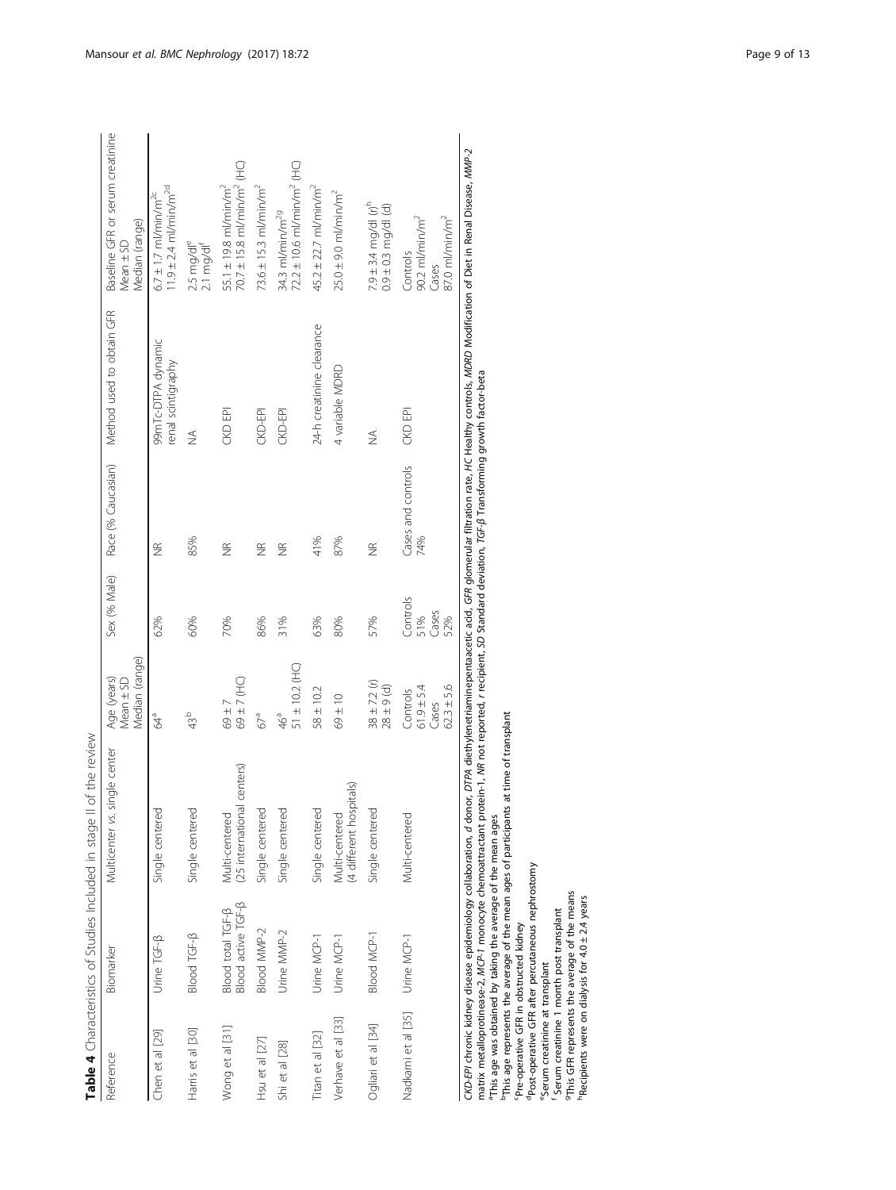**Table 4** Characteristics of Studies Included in stage II of the review

| Reference | Biomarker | Multicenter vs. single center | Age (years) Mean ± SD Median (range) | Sex (% Male) | Race (% Caucasian) | Method used to obtain GFR | Baseline GFR or serum creatinine Mean ± SD Median (range) |
|---|---|---|---|---|---|---|---|
| Chen et al [29] | Urine TGF-β | Single centered | 64[a] | 62% | NR | 99mTc-DTPA dynamic renal scintigraphy | 6.7 ± 1.7 ml/min/m[2c] 11.9 ± 2.4 ml/min/m[2d] |
| Harris et al [30] | Blood TGF-β | Single centered | 43[b] | 60% | 85% | NA | 2.5 mg/dl[e] 2.1 mg/dl[f] |
| Wong et al [31] | Blood total TGF-β Blood active TGF-β | Multi-centered (25 international centers) | 69 ± 7 69 ± 7 (HC) | 70% | NR | CKD EPI | 55.1 ± 19.8 ml/min/m$^2$ 70.7 ± 15.8 ml/min/m$^2$ (HC) |
| Hsu et al [27] | Blood MMP-2 | Single centered | 67[a] | 86% | NR | CKD-EPI | 73.6 ± 15.3 ml/min/m$^2$ |
| Shi et al [28] | Urine MMP-2 | Single centered | 46[a] 51 ± 10.2 (HC) | 31% | NR | CKD-EPI | 34.3 ml/min/m[2g] 72.2 ± 10.6 ml/min/m$^2$ (HC) |
| Titan et al [32] | Urine MCP-1 | Single centered | 58 ± 10.2 | 63% | 41% | 24-h creatinine clearance | 45.2 ± 22.7 ml/min/m$^2$ |
| Verhave et al [33] | Urine MCP-1 | Multi-centered (4 different hospitals) | 69 ± 10 | 80% | 87% | 4 variable MDRD | 25.0 ± 9.0 ml/min/m$^2$ |
| Ogliari et al [34] | Blood MCP-1 | Single centered | 38 ± 7.2 (r) 28 ± 9 (d) | 57% | NR | NA | 7.9 ± 3.4 mg/dl (r)[h] 0.9 ± 0.3 mg/dl (d) |
| Nadkarni et al [35] | Urine MCP-1 | Multi-centered | Controls 61.9 ± 5.4 Cases 62.3 ± 5.6 | Controls 51% Cases 52% | Cases and controls 74% | CKD EPI | Controls 90.2 ml/min/m$^2$ Cases 87.0 ml/min/m$^2$ |

*CKD-EPI* chronic kidney disease epidemiology collaboration, *d* donor, *DTPA* diethylenetriaminepentaacetic acid, *GFR* glomerular filtration rate, *HC* Healthy controls, *MDRD* Modification of Diet in Renal Disease, *MMP-2* matrix metalloproteinase-2, *MCP-1* monocyte chemoattractant protein-1, *NR* not reported, *r* recipient, *SD* Standard deviation, *TGF-β* Transforming growth factor-beta

[a]This age was obtained by taking the average of the mean ages
[b]This age represents the average of the mean ages of participants at time of transplant
[c]Pre-operative GFR in obstructed kidney
[d]Post-operative GFR after percutaneous nephrostomy
[e]Serum creatinine at transplant
[f]Serum creatinine 1 month post transplant
[g]This GFR represents the average of the means
[h]Recipients were on dialysis for 4.0 ± 2.4 years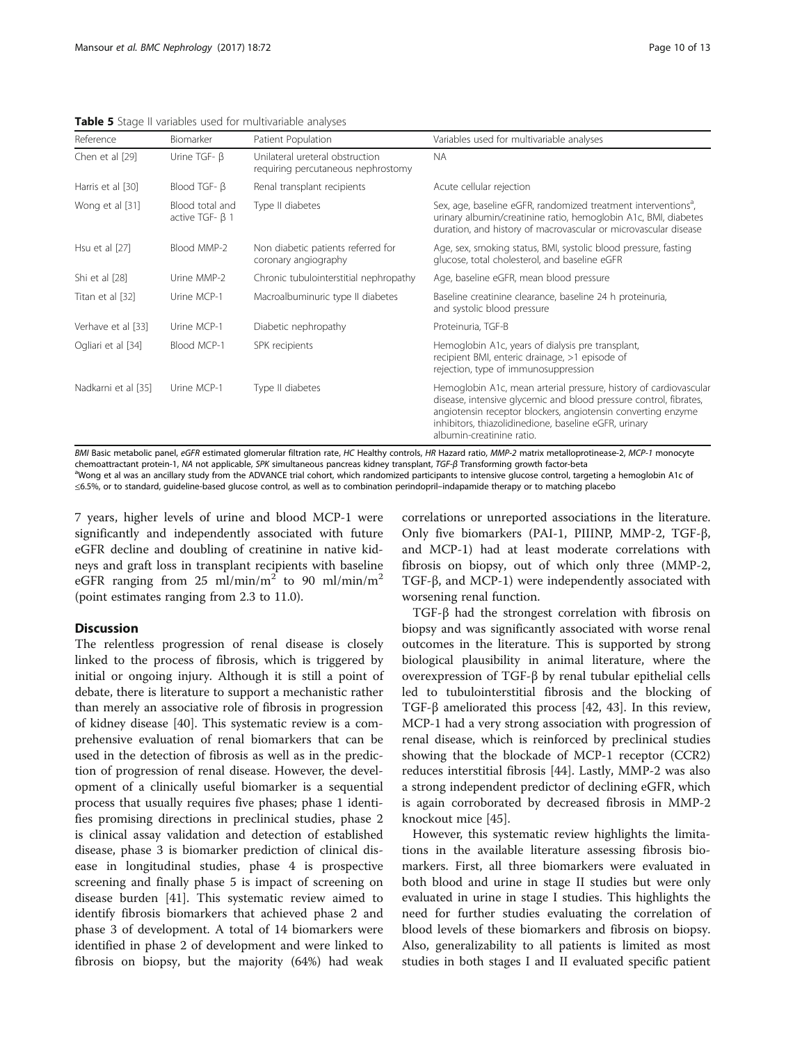**Table 5** Stage II variables used for multivariable analyses

| Reference | Biomarker | Patient Population | Variables used for multivariable analyses |
|---|---|---|---|
| Chen et al [29] | Urine TGF- β | Unilateral ureteral obstruction requiring percutaneous nephrostomy | NA |
| Harris et al [30] | Blood TGF- β | Renal transplant recipients | Acute cellular rejection |
| Wong et al [31] | Blood total and active TGF- β 1 | Type II diabetes | Sex, age, baseline eGFR, randomized treatment interventions[a], urinary albumin/creatinine ratio, hemoglobin A1c, BMI, diabetes duration, and history of macrovascular or microvascular disease |
| Hsu et al [27] | Blood MMP-2 | Non diabetic patients referred for coronary angiography | Age, sex, smoking status, BMI, systolic blood pressure, fasting glucose, total cholesterol, and baseline eGFR |
| Shi et al [28] | Urine MMP-2 | Chronic tubulointerstitial nephropathy | Age, baseline eGFR, mean blood pressure |
| Titan et al [32] | Urine MCP-1 | Macroalbuminuric type II diabetes | Baseline creatinine clearance, baseline 24 h proteinuria, and systolic blood pressure |
| Verhave et al [33] | Urine MCP-1 | Diabetic nephropathy | Proteinuria, TGF-B |
| Ogliari et al [34] | Blood MCP-1 | SPK recipients | Hemoglobin A1c, years of dialysis pre transplant, recipient BMI, enteric drainage, >1 episode of rejection, type of immunosuppression |
| Nadkarni et al [35] | Urine MCP-1 | Type II diabetes | Hemoglobin A1c, mean arterial pressure, history of cardiovascular disease, intensive glycemic and blood pressure control, fibrates, angiotensin receptor blockers, angiotensin converting enzyme inhibitors, thiazolidinedione, baseline eGFR, urinary albumin-creatinine ratio. |

*BMI* Basic metabolic panel, *eGFR* estimated glomerular filtration rate, *HC* Healthy controls, *HR* Hazard ratio, *MMP-2* matrix metalloprotinease-2, *MCP-1* monocyte chemoattractant protein-1, *NA* not applicable, *SPK* simultaneous pancreas kidney transplant, *TGF-β* Transforming growth factor-beta

[a]Wong et al was an ancillary study from the ADVANCE trial cohort, which randomized participants to intensive glucose control, targeting a hemoglobin A1c of ≤6.5%, or to standard, guideline-based glucose control, as well as to combination perindopril–indapamide therapy or to matching placebo

7 years, higher levels of urine and blood MCP-1 were significantly and independently associated with future eGFR decline and doubling of creatinine in native kidneys and graft loss in transplant recipients with baseline eGFR ranging from 25 ml/min/m$^2$ to 90 ml/min/m$^2$ (point estimates ranging from 2.3 to 11.0).

## Discussion

The relentless progression of renal disease is closely linked to the process of fibrosis, which is triggered by initial or ongoing injury. Although it is still a point of debate, there is literature to support a mechanistic rather than merely an associative role of fibrosis in progression of kidney disease [40]. This systematic review is a comprehensive evaluation of renal biomarkers that can be used in the detection of fibrosis as well as in the prediction of progression of renal disease. However, the development of a clinically useful biomarker is a sequential process that usually requires five phases; phase 1 identifies promising directions in preclinical studies, phase 2 is clinical assay validation and detection of established disease, phase 3 is biomarker prediction of clinical disease in longitudinal studies, phase 4 is prospective screening and finally phase 5 is impact of screening on disease burden [41]. This systematic review aimed to identify fibrosis biomarkers that achieved phase 2 and phase 3 of development. A total of 14 biomarkers were identified in phase 2 of development and were linked to fibrosis on biopsy, but the majority (64%) had weak correlations or unreported associations in the literature. Only five biomarkers (PAI-1, PIIINP, MMP-2, TGF-β, and MCP-1) had at least moderate correlations with fibrosis on biopsy, out of which only three (MMP-2, TGF-β, and MCP-1) were independently associated with worsening renal function.

TGF-β had the strongest correlation with fibrosis on biopsy and was significantly associated with worse renal outcomes in the literature. This is supported by strong biological plausibility in animal literature, where the overexpression of TGF-β by renal tubular epithelial cells led to tubulointerstitial fibrosis and the blocking of TGF-β ameliorated this process [42, 43]. In this review, MCP-1 had a very strong association with progression of renal disease, which is reinforced by preclinical studies showing that the blockade of MCP-1 receptor (CCR2) reduces interstitial fibrosis [44]. Lastly, MMP-2 was also a strong independent predictor of declining eGFR, which is again corroborated by decreased fibrosis in MMP-2 knockout mice [45].

However, this systematic review highlights the limitations in the available literature assessing fibrosis biomarkers. First, all three biomarkers were evaluated in both blood and urine in stage II studies but were only evaluated in urine in stage I studies. This highlights the need for further studies evaluating the correlation of blood levels of these biomarkers and fibrosis on biopsy. Also, generalizability to all patients is limited as most studies in both stages I and II evaluated specific patient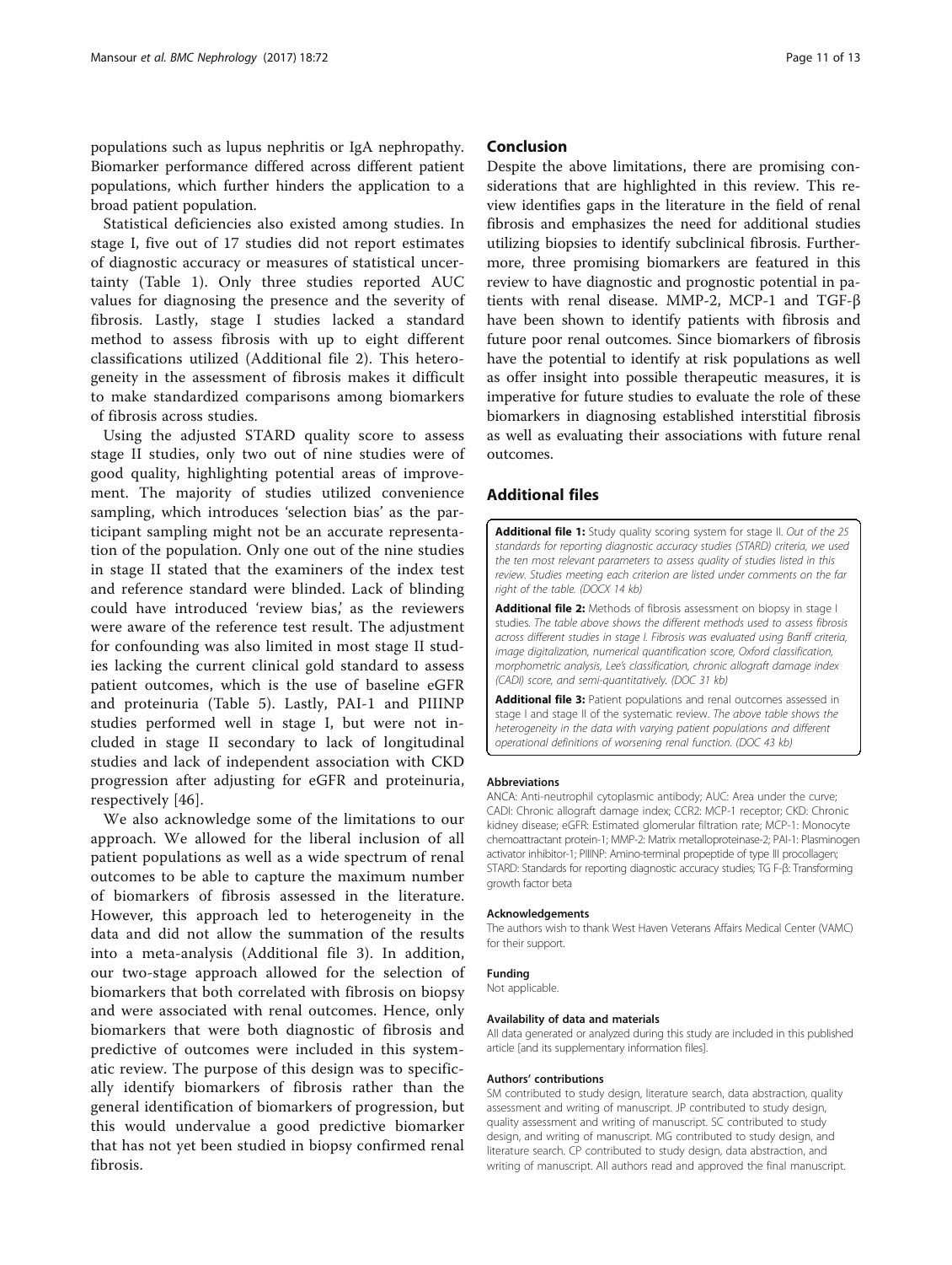populations such as lupus nephritis or IgA nephropathy. Biomarker performance differed across different patient populations, which further hinders the application to a broad patient population.

Statistical deficiencies also existed among studies. In stage I, five out of 17 studies did not report estimates of diagnostic accuracy or measures of statistical uncertainty (Table 1). Only three studies reported AUC values for diagnosing the presence and the severity of fibrosis. Lastly, stage I studies lacked a standard method to assess fibrosis with up to eight different classifications utilized (Additional file 2). This heterogeneity in the assessment of fibrosis makes it difficult to make standardized comparisons among biomarkers of fibrosis across studies.

Using the adjusted STARD quality score to assess stage II studies, only two out of nine studies were of good quality, highlighting potential areas of improvement. The majority of studies utilized convenience sampling, which introduces 'selection bias' as the participant sampling might not be an accurate representation of the population. Only one out of the nine studies in stage II stated that the examiners of the index test and reference standard were blinded. Lack of blinding could have introduced 'review bias,' as the reviewers were aware of the reference test result. The adjustment for confounding was also limited in most stage II studies lacking the current clinical gold standard to assess patient outcomes, which is the use of baseline eGFR and proteinuria (Table 5). Lastly, PAI-1 and PIIINP studies performed well in stage I, but were not included in stage II secondary to lack of longitudinal studies and lack of independent association with CKD progression after adjusting for eGFR and proteinuria, respectively [46].

We also acknowledge some of the limitations to our approach. We allowed for the liberal inclusion of all patient populations as well as a wide spectrum of renal outcomes to be able to capture the maximum number of biomarkers of fibrosis assessed in the literature. However, this approach led to heterogeneity in the data and did not allow the summation of the results into a meta-analysis (Additional file 3). In addition, our two-stage approach allowed for the selection of biomarkers that both correlated with fibrosis on biopsy and were associated with renal outcomes. Hence, only biomarkers that were both diagnostic of fibrosis and predictive of outcomes were included in this systematic review. The purpose of this design was to specifically identify biomarkers of fibrosis rather than the general identification of biomarkers of progression, but this would undervalue a good predictive biomarker that has not yet been studied in biopsy confirmed renal fibrosis.

## Conclusion

Despite the above limitations, there are promising considerations that are highlighted in this review. This review identifies gaps in the literature in the field of renal fibrosis and emphasizes the need for additional studies utilizing biopsies to identify subclinical fibrosis. Furthermore, three promising biomarkers are featured in this review to have diagnostic and prognostic potential in patients with renal disease. MMP-2, MCP-1 and TGF-β have been shown to identify patients with fibrosis and future poor renal outcomes. Since biomarkers of fibrosis have the potential to identify at risk populations as well as offer insight into possible therapeutic measures, it is imperative for future studies to evaluate the role of these biomarkers in diagnosing established interstitial fibrosis as well as evaluating their associations with future renal outcomes.

## Additional files

**Additional file 1:** Study quality scoring system for stage II. *Out of the 25 standards for reporting diagnostic accuracy studies (STARD) criteria, we used the ten most relevant parameters to assess quality of studies listed in this review. Studies meeting each criterion are listed under comments on the far right of the table.* (DOCX 14 kb)

**Additional file 2:** Methods of fibrosis assessment on biopsy in stage I studies. *The table above shows the different methods used to assess fibrosis across different studies in stage I. Fibrosis was evaluated using Banff criteria, image digitalization, numerical quantification score, Oxford classification, morphometric analysis, Lee's classification, chronic allograft damage index (CADI) score, and semi-quantitatively.* (DOC 31 kb)

**Additional file 3:** Patient populations and renal outcomes assessed in stage I and stage II of the systematic review. *The above table shows the heterogeneity in the data with varying patient populations and different operational definitions of worsening renal function.* (DOC 43 kb)

#### Abbreviations

ANCA: Anti-neutrophil cytoplasmic antibody; AUC: Area under the curve; CADI: Chronic allograft damage index; CCR2: MCP-1 receptor; CKD: Chronic kidney disease; eGFR: Estimated glomerular filtration rate; MCP-1: Monocyte chemoattractant protein-1; MMP-2: Matrix metalloproteinase-2; PAI-1: Plasminogen activator inhibitor-1; PIIINP: Amino-terminal propeptide of type III procollagen; STARD: Standards for reporting diagnostic accuracy studies; TG F-β: Transforming growth factor beta

#### Acknowledgements

The authors wish to thank West Haven Veterans Affairs Medical Center (VAMC) for their support.

#### Funding

Not applicable.

#### Availability of data and materials

All data generated or analyzed during this study are included in this published article [and its supplementary information files].

#### Authors' contributions

SM contributed to study design, literature search, data abstraction, quality assessment and writing of manuscript. JP contributed to study design, quality assessment and writing of manuscript. SC contributed to study design, and writing of manuscript. MG contributed to study design, and literature search. CP contributed to study design, data abstraction, and writing of manuscript. All authors read and approved the final manuscript.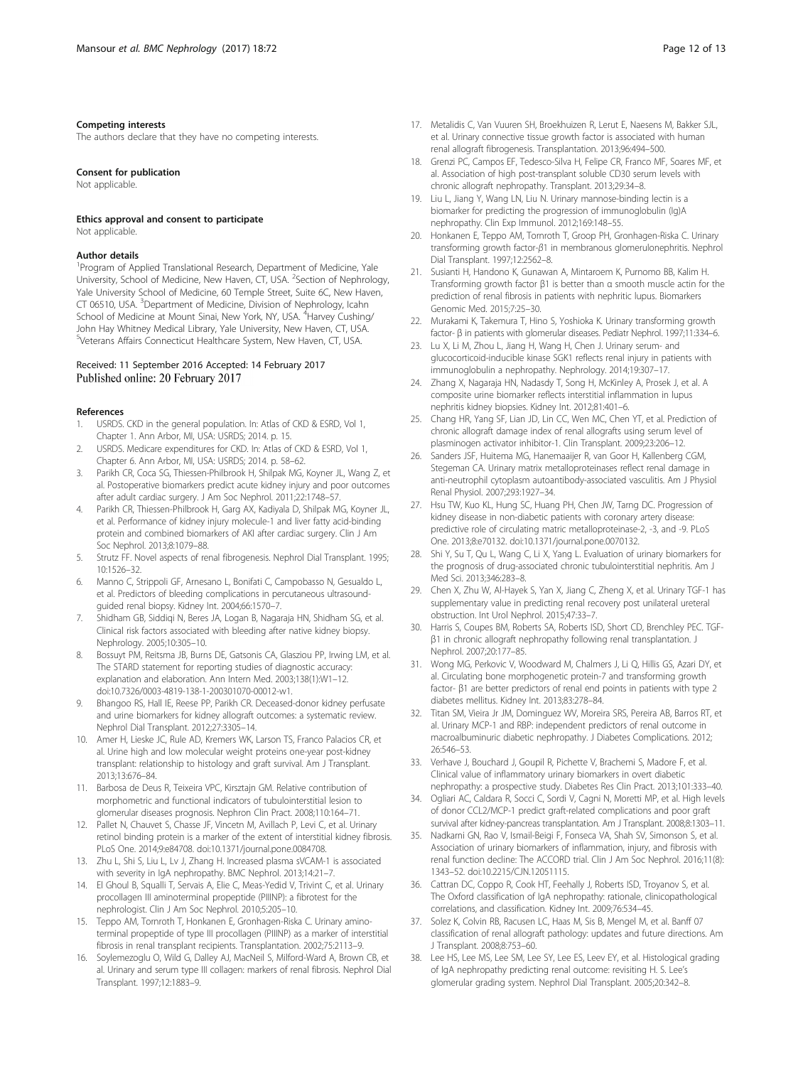#### Competing interests

The authors declare that they have no competing interests.

#### Consent for publication

Not applicable.

#### Ethics approval and consent to participate

Not applicable.

#### Author details

[1]Program of Applied Translational Research, Department of Medicine, Yale University, School of Medicine, New Haven, CT, USA. [2]Section of Nephrology, Yale University School of Medicine, 60 Temple Street, Suite 6C, New Haven, CT 06510, USA. [3]Department of Medicine, Division of Nephrology, Icahn School of Medicine at Mount Sinai, New York, NY, USA. [4]Harvey Cushing/John Hay Whitney Medical Library, Yale University, New Haven, CT, USA. [5]Veterans Affairs Connecticut Healthcare System, New Haven, CT, USA.

Received: 11 September 2016 Accepted: 14 February 2017
Published online: 20 February 2017

#### References

1. USRDS. CKD in the general population. In: Atlas of CKD & ESRD, Vol 1, Chapter 1. Ann Arbor, MI, USA: USRDS; 2014. p. 15.
2. USRDS. Medicare expenditures for CKD. In: Atlas of CKD & ESRD, Vol 1, Chapter 6. Ann Arbor, MI, USA: USRDS; 2014. p. 58–62.
3. Parikh CR, Coca SG, Thiessen-Philbrook H, Shilpak MG, Koyner JL, Wang Z, et al. Postoperative biomarkers predict acute kidney injury and poor outcomes after adult cardiac surgery. J Am Soc Nephrol. 2011;22:1748–57.
4. Parikh CR, Thiessen-Philbrook H, Garg AX, Kadiyala D, Shilpak MG, Koyner JL, et al. Performance of kidney injury molecule-1 and liver fatty acid-binding protein and combined biomarkers of AKI after cardiac surgery. Clin J Am Soc Nephrol. 2013;8:1079–88.
5. Strutz FF. Novel aspects of renal fibrogenesis. Nephrol Dial Transplant. 1995; 10:1526–32.
6. Manno C, Strippoli GF, Arnesano L, Bonifati C, Campobasso N, Gesualdo L, et al. Predictors of bleeding complications in percutaneous ultrasound-guided renal biopsy. Kidney Int. 2004;66:1570–7.
7. Shidham GB, Siddiqi N, Beres JA, Logan B, Nagaraja HN, Shidham SG, et al. Clinical risk factors associated with bleeding after native kidney biopsy. Nephrology. 2005;10:305–10.
8. Bossuyt PM, Reitsma JB, Burns DE, Gatsonis CA, Glasziou PP, Irwing LM, et al. The STARD statement for reporting studies of diagnostic accuracy: explanation and elaboration. Ann Intern Med. 2003;138(1):W1–12. doi:10.7326/0003-4819-138-1-200301070-00012-w1.
9. Bhangoo RS, Hall IE, Reese PP, Parikh CR. Deceased-donor kidney perfusate and urine biomarkers for kidney allograft outcomes: a systematic review. Nephrol Dial Transplant. 2012;27:3305–14.
10. Amer H, Lieske JC, Rule AD, Kremers WK, Larson TS, Franco Palacios CR, et al. Urine high and low molecular weight proteins one-year post-kidney transplant: relationship to histology and graft survival. Am J Transplant. 2013;13:676–84.
11. Barbosa de Deus R, Teixeira VPC, Kirsztajn GM. Relative contribution of morphometric and functional indicators of tubulointerstitial lesion to glomerular diseases prognosis. Nephron Clin Pract. 2008;110:164–71.
12. Pallet N, Chauvet S, Chasse JF, Vincetn M, Avillach P, Levi C, et al. Urinary retinol binding protein is a marker of the extent of interstitial kidney fibrosis. PLoS One. 2014;9:e84708. doi:10.1371/journal.pone.0084708.
13. Zhu L, Shi S, Liu L, Lv J, Zhang H. Increased plasma sVCAM-1 is associated with severity in IgA nephropathy. BMC Nephrol. 2013;14:21–7.
14. El Ghoul B, Squalli T, Servais A, Elie C, Meas-Yedid V, Trivint C, et al. Urinary procollagen III aminoterminal propeptide (PIIINP): a fibrotest for the nephrologist. Clin J Am Soc Nephrol. 2010;5:205–10.
15. Teppo AM, Tornroth T, Honkanen E, Gronhagen-Riska C. Urinary amino-terminal propeptide of type III procollagen (PIIINP) as a marker of interstitial fibrosis in renal transplant recipients. Transplantation. 2002;75:2113–9.
16. Soylemezoglu O, Wild G, Dalley AJ, MacNeil S, Milford-Ward A, Brown CB, et al. Urinary and serum type III collagen: markers of renal fibrosis. Nephrol Dial Transplant. 1997;12:1883–9.
17. Metalidis C, Van Vuuren SH, Broekhuizen R, Lerut E, Naesens M, Bakker SJL, et al. Urinary connective tissue growth factor is associated with human renal allograft fibrogenesis. Transplantation. 2013;96:494–500.
18. Grenzi PC, Campos EF, Tedesco-Silva H, Felipe CR, Franco MF, Soares MF, et al. Association of high post-transplant soluble CD30 serum levels with chronic allograft nephropathy. Transplant. 2013;29:34–8.
19. Liu L, Jiang Y, Wang LN, Liu N. Urinary mannose-binding lectin is a biomarker for predicting the progression of immunoglobulin (Ig)A nephropathy. Clin Exp Immunol. 2012;169:148–55.
20. Honkanen E, Teppo AM, Tornroth T, Groop PH, Gronhagen-Riska C. Urinary transforming growth factor-β1 in membranous glomerulonephritis. Nephrol Dial Transplant. 1997;12:2562–8.
21. Susianti H, Handono K, Gunawan A, Mintaroem K, Purnomo BB, Kalim H. Transforming growth factor β1 is better than α smooth muscle actin for the prediction of renal fibrosis in patients with nephritic lupus. Biomarkers Genomic Med. 2015;7:25–30.
22. Murakami K, Takemura T, Hino S, Yoshioka K. Urinary transforming growth factor- β in patients with glomerular diseases. Pediatr Nephrol. 1997;11:334–6.
23. Lu X, Li M, Zhou L, Jiang H, Wang H, Chen J. Urinary serum- and glucocorticoid-inducible kinase SGK1 reflects renal injury in patients with immunoglobulin a nephropathy. Nephrology. 2014;19:307–17.
24. Zhang X, Nagaraja HN, Nadasdy T, Song H, McKinley A, Prosek J, et al. A composite urine biomarker reflects interstitial inflammation in lupus nephritis kidney biopsies. Kidney Int. 2012;81:401–6.
25. Chang HR, Yang SF, Lian JD, Lin CC, Wen MC, Chen YT, et al. Prediction of chronic allograft damage index of renal allografts using serum level of plasminogen activator inhibitor-1. Clin Transplant. 2009;23:206–12.
26. Sanders JSF, Huitema MG, Hanemaaijer R, van Goor H, Kallenberg CGM, Stegeman CA. Urinary matrix metalloproteinases reflect renal damage in anti-neutrophil cytoplasm autoantibody-associated vasculitis. Am J Physiol Renal Physiol. 2007;293:1927–34.
27. Hsu TW, Kuo KL, Hung SC, Huang PH, Chen JW, Tarng DC. Progression of kidney disease in non-diabetic patients with coronary artery disease: predictive role of circulating matric metalloproteinase-2, -3, and -9. PLoS One. 2013;8:e70132. doi:10.1371/journal.pone.0070132.
28. Shi Y, Su T, Qu L, Wang C, Li X, Yang L. Evaluation of urinary biomarkers for the prognosis of drug-associated chronic tubulointerstitial nephritis. Am J Med Sci. 2013;346:283–8.
29. Chen X, Zhu W, Al-Hayek S, Yan X, Jiang C, Zheng X, et al. Urinary TGF-1 has supplementary value in predicting renal recovery post unilateral ureteral obstruction. Int Urol Nephrol. 2015;47:33–7.
30. Harris S, Coupes BM, Roberts SA, Roberts ISD, Short CD, Brenchley PEC. TGF-β1 in chronic allograft nephropathy following renal transplantation. J Nephrol. 2007;20:177–85.
31. Wong MG, Perkovic V, Woodward M, Chalmers J, Li Q, Hillis GS, Azari DY, et al. Circulating bone morphogenetic protein-7 and transforming growth factor- β1 are better predictors of renal end points in patients with type 2 diabetes mellitus. Kidney Int. 2013;83:278–84.
32. Titan SM, Vieira Jr JM, Dominguez WV, Moreira SRS, Pereira AB, Barros RT, et al. Urinary MCP-1 and RBP: independent predictors of renal outcome in macroalbuminuric diabetic nephropathy. J Diabetes Complications. 2012; 26:546–53.
33. Verhave J, Bouchard J, Goupil R, Pichette V, Brachemi S, Madore F, et al. Clinical value of inflammatory urinary biomarkers in overt diabetic nephropathy: a prospective study. Diabetes Res Clin Pract. 2013;101:333–40.
34. Ogliari AC, Caldara R, Socci C, Sordi V, Cagni N, Moretti MP, et al. High levels of donor CCL2/MCP-1 predict graft-related complications and poor graft survival after kidney-pancreas transplantation. Am J Transplant. 2008;8:1303–11.
35. Nadkarni GN, Rao V, Ismail-Beigi F, Fonseca VA, Shah SV, Simonson S, et al. Association of urinary biomarkers of inflammation, injury, and fibrosis with renal function decline: The ACCORD trial. Clin J Am Soc Nephrol. 2016;11(8): 1343–52. doi:10.2215/CJN.12051115.
36. Cattran DC, Coppo R, Cook HT, Feehally J, Roberts ISD, Troyanov S, et al. The Oxford classification of IgA nephropathy: rationale, clinicopathological correlations, and classification. Kidney Int. 2009;76:534–45.
37. Solez K, Colvin RB, Racusen LC, Haas M, Sis B, Mengel M, et al. Banff 07 classification of renal allograft pathology: updates and future directions. Am J Transplant. 2008;8:753–60.
38. Lee HS, Lee MS, Lee SM, Lee SY, Lee ES, Leev EY, et al. Histological grading of IgA nephropathy predicting renal outcome: revisiting H. S. Lee's glomerular grading system. Nephrol Dial Transplant. 2005;20:342–8.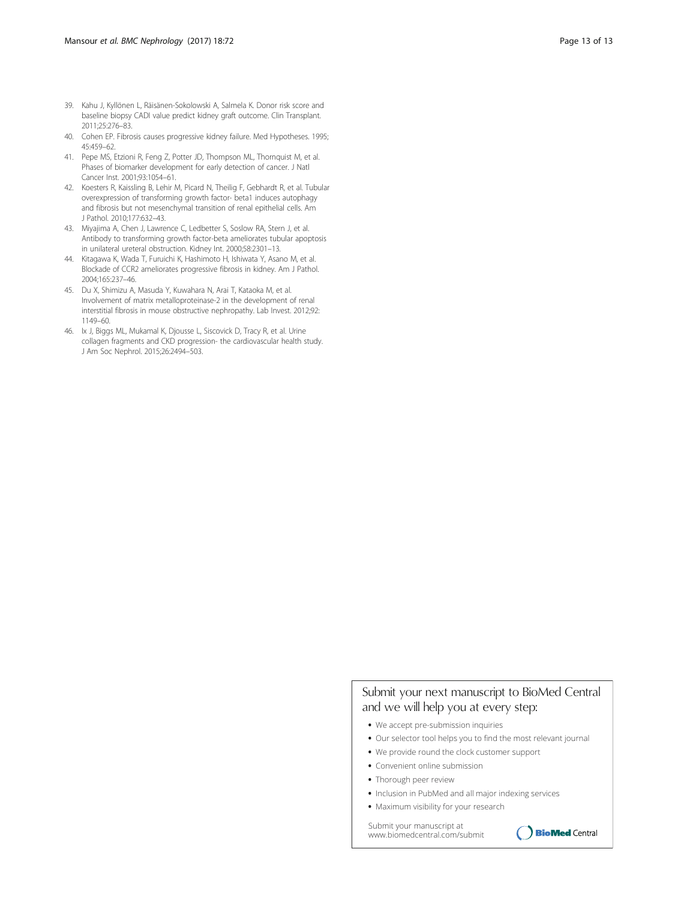39. Kahu J, Kyllönen L, Räisänen-Sokolowski A, Salmela K. Donor risk score and baseline biopsy CADI value predict kidney graft outcome. Clin Transplant. 2011;25:276–83.
40. Cohen EP. Fibrosis causes progressive kidney failure. Med Hypotheses. 1995; 45:459–62.
41. Pepe MS, Etzioni R, Feng Z, Potter JD, Thompson ML, Thornquist M, et al. Phases of biomarker development for early detection of cancer. J Natl Cancer Inst. 2001;93:1054–61.
42. Koesters R, Kaissling B, Lehir M, Picard N, Theilig F, Gebhardt R, et al. Tubular overexpression of transforming growth factor- beta1 induces autophagy and fibrosis but not mesenchymal transition of renal epithelial cells. Am J Pathol. 2010;177:632–43.
43. Miyajima A, Chen J, Lawrence C, Ledbetter S, Soslow RA, Stern J, et al. Antibody to transforming growth factor-beta ameliorates tubular apoptosis in unilateral ureteral obstruction. Kidney Int. 2000;58:2301–13.
44. Kitagawa K, Wada T, Furuichi K, Hashimoto H, Ishiwata Y, Asano M, et al. Blockade of CCR2 ameliorates progressive fibrosis in kidney. Am J Pathol. 2004;165:237–46.
45. Du X, Shimizu A, Masuda Y, Kuwahara N, Arai T, Kataoka M, et al. Involvement of matrix metalloproteinase-2 in the development of renal interstitial fibrosis in mouse obstructive nephropathy. Lab Invest. 2012;92: 1149–60.
46. Ix J, Biggs ML, Mukamal K, Djousse L, Siscovick D, Tracy R, et al. Urine collagen fragments and CKD progression- the cardiovascular health study. J Am Soc Nephrol. 2015;26:2494–503.

Submit your next manuscript to BioMed Central and we will help you at every step:

- We accept pre-submission inquiries
- Our selector tool helps you to find the most relevant journal
- We provide round the clock customer support
- Convenient online submission
- Thorough peer review
- Inclusion in PubMed and all major indexing services
- Maximum visibility for your research

Submit your manuscript at
www.biomedcentral.com/submit

BioMed Central